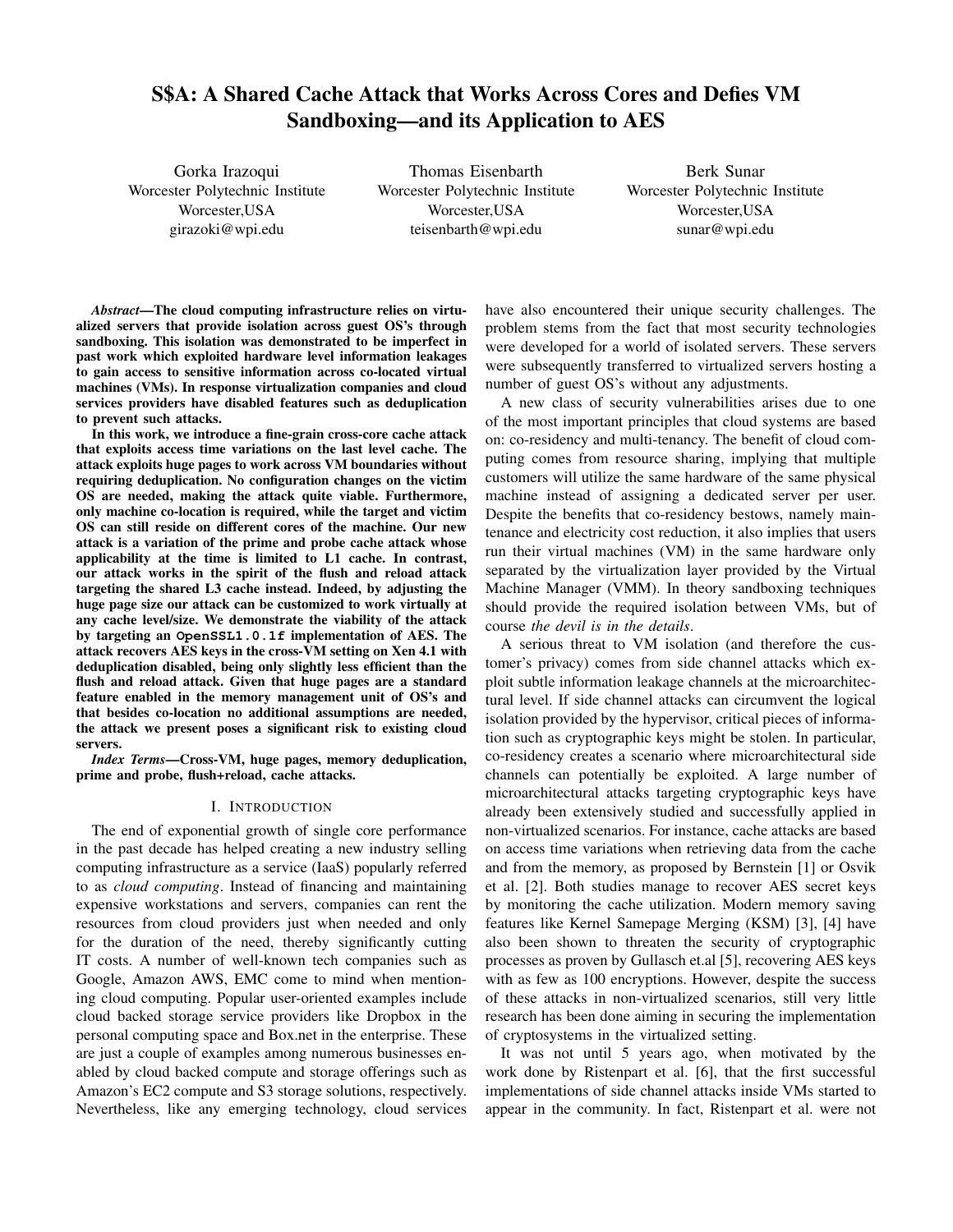# S$A: A Shared Cache Attack that Works Across Cores and Defies VM Sandboxing—and its Application to AES

Gorka Irazoqui
Worcester Polytechnic Institute
Worcester,USA
girazoki@wpi.edu

Thomas Eisenbarth
Worcester Polytechnic Institute
Worcester,USA
teisenbarth@wpi.edu

Berk Sunar
Worcester Polytechnic Institute
Worcester,USA
sunar@wpi.edu

***Abstract*—The cloud computing infrastructure relies on virtualized servers that provide isolation across guest OS's through sandboxing. This isolation was demonstrated to be imperfect in past work which exploited hardware level information leakages to gain access to sensitive information across co-located virtual machines (VMs). In response virtualization companies and cloud services providers have disabled features such as deduplication to prevent such attacks.**

**In this work, we introduce a fine-grain cross-core cache attack that exploits access time variations on the last level cache. The attack exploits huge pages to work across VM boundaries without requiring deduplication. No configuration changes on the victim OS are needed, making the attack quite viable. Furthermore, only machine co-location is required, while the target and victim OS can still reside on different cores of the machine. Our new attack is a variation of the prime and probe cache attack whose applicability at the time is limited to L1 cache. In contrast, our attack works in the spirit of the flush and reload attack targeting the shared L3 cache instead. Indeed, by adjusting the huge page size our attack can be customized to work virtually at any cache level/size. We demonstrate the viability of the attack by targeting an `OpenSSL1.0.1f` implementation of AES. The attack recovers AES keys in the cross-VM setting on Xen 4.1 with deduplication disabled, being only slightly less efficient than the flush and reload attack. Given that huge pages are a standard feature enabled in the memory management unit of OS's and that besides co-location no additional assumptions are needed, the attack we present poses a significant risk to existing cloud servers.**

***Index Terms*—Cross-VM, huge pages, memory deduplication, prime and probe, flush+reload, cache attacks.**

## I. Introduction

The end of exponential growth of single core performance in the past decade has helped creating a new industry selling computing infrastructure as a service (IaaS) popularly referred to as *cloud computing*. Instead of financing and maintaining expensive workstations and servers, companies can rent the resources from cloud providers just when needed and only for the duration of the need, thereby significantly cutting IT costs. A number of well-known tech companies such as Google, Amazon AWS, EMC come to mind when mentioning cloud computing. Popular user-oriented examples include cloud backed storage service providers like Dropbox in the personal computing space and Box.net in the enterprise. These are just a couple of examples among numerous businesses enabled by cloud backed compute and storage offerings such as Amazon's EC2 compute and S3 storage solutions, respectively. Nevertheless, like any emerging technology, cloud services have also encountered their unique security challenges. The problem stems from the fact that most security technologies were developed for a world of isolated servers. These servers were subsequently transferred to virtualized servers hosting a number of guest OS's without any adjustments.

A new class of security vulnerabilities arises due to one of the most important principles that cloud systems are based on: co-residency and multi-tenancy. The benefit of cloud computing comes from resource sharing, implying that multiple customers will utilize the same hardware of the same physical machine instead of assigning a dedicated server per user. Despite the benefits that co-residency bestows, namely maintenance and electricity cost reduction, it also implies that users run their virtual machines (VM) in the same hardware only separated by the virtualization layer provided by the Virtual Machine Manager (VMM). In theory sandboxing techniques should provide the required isolation between VMs, but of course *the devil is in the details*.

A serious threat to VM isolation (and therefore the customer's privacy) comes from side channel attacks which exploit subtle information leakage channels at the microarchitectural level. If side channel attacks can circumvent the logical isolation provided by the hypervisor, critical pieces of information such as cryptographic keys might be stolen. In particular, co-residency creates a scenario where microarchitectural side channels can potentially be exploited. A large number of microarchitectural attacks targeting cryptographic keys have already been extensively studied and successfully applied in non-virtualized scenarios. For instance, cache attacks are based on access time variations when retrieving data from the cache and from the memory, as proposed by Bernstein [1] or Osvik et al. [2]. Both studies manage to recover AES secret keys by monitoring the cache utilization. Modern memory saving features like Kernel Samepage Merging (KSM) [3], [4] have also been shown to threaten the security of cryptographic processes as proven by Gullasch et.al [5], recovering AES keys with as few as 100 encryptions. However, despite the success of these attacks in non-virtualized scenarios, still very little research has been done aiming in securing the implementation of cryptosystems in the virtualized setting.

It was not until 5 years ago, when motivated by the work done by Ristenpart et al. [6], that the first successful implementations of side channel attacks inside VMs started to appear in the community. In fact, Ristenpart et al. were not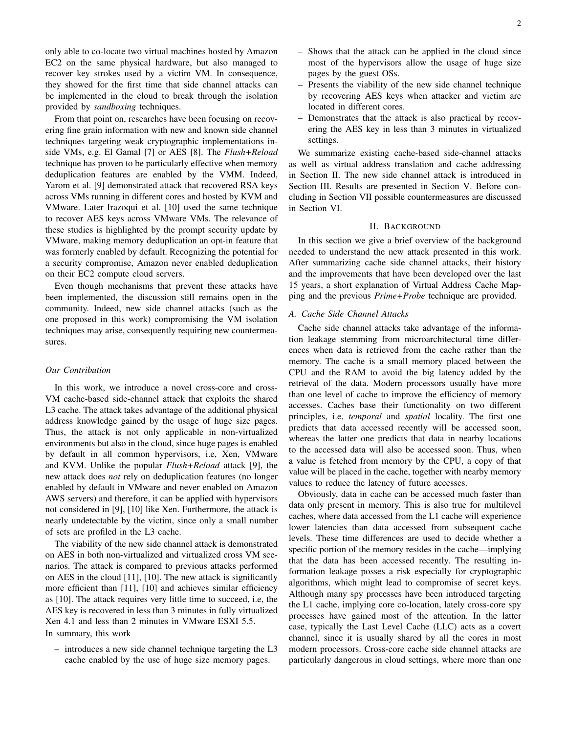only able to co-locate two virtual machines hosted by Amazon EC2 on the same physical hardware, but also managed to recover key strokes used by a victim VM. In consequence, they showed for the first time that side channel attacks can be implemented in the cloud to break through the isolation provided by *sandboxing* techniques.

From that point on, researches have been focusing on recovering fine grain information with new and known side channel techniques targeting weak cryptographic implementations inside VMs, e.g. El Gamal [7] or AES [8]. The *Flush+Reload* technique has proven to be particularly effective when memory deduplication features are enabled by the VMM. Indeed, Yarom et al. [9] demonstrated attack that recovered RSA keys across VMs running in different cores and hosted by KVM and VMware. Later Irazoqui et al. [10] used the same technique to recover AES keys across VMware VMs. The relevance of these studies is highlighted by the prompt security update by VMware, making memory deduplication an opt-in feature that was formerly enabled by default. Recognizing the potential for a security compromise, Amazon never enabled deduplication on their EC2 compute cloud servers.

Even though mechanisms that prevent these attacks have been implemented, the discussion still remains open in the community. Indeed, new side channel attacks (such as the one proposed in this work) compromising the VM isolation techniques may arise, consequently requiring new countermeasures.

### *Our Contribution*

In this work, we introduce a novel cross-core and cross-VM cache-based side-channel attack that exploits the shared L3 cache. The attack takes advantage of the additional physical address knowledge gained by the usage of huge size pages. Thus, the attack is not only applicable in non-virtualized environments but also in the cloud, since huge pages is enabled by default in all common hypervisors, i.e, Xen, VMware and KVM. Unlike the popular *Flush+Reload* attack [9], the new attack does *not* rely on deduplication features (no longer enabled by default in VMware and never enabled on Amazon AWS servers) and therefore, it can be applied with hypervisors not considered in [9], [10] like Xen. Furthermore, the attack is nearly undetectable by the victim, since only a small number of sets are profiled in the L3 cache.

The viability of the new side channel attack is demonstrated on AES in both non-virtualized and virtualized cross VM scenarios. The attack is compared to previous attacks performed on AES in the cloud [11], [10]. The new attack is significantly more efficient than [11], [10] and achieves similar efficiency as [10]. The attack requires very little time to succeed, i.e, the AES key is recovered in less than 3 minutes in fully virtualized Xen 4.1 and less than 2 minutes in VMware ESXI 5.5.

In summary, this work

- introduces a new side channel technique targeting the L3 cache enabled by the use of huge size memory pages.
- Shows that the attack can be applied in the cloud since most of the hypervisors allow the usage of huge size pages by the guest OSs.
- Presents the viability of the new side channel technique by recovering AES keys when attacker and victim are located in different cores.
- Demonstrates that the attack is also practical by recovering the AES key in less than 3 minutes in virtualized settings.

We summarize existing cache-based side-channel attacks as well as virtual address translation and cache addressing in Section II. The new side channel attack is introduced in Section III. Results are presented in Section V. Before concluding in Section VII possible countermeasures are discussed in Section VI.

## II. Background

In this section we give a brief overview of the background needed to understand the new attack presented in this work. After summarizing cache side channel attacks, their history and the improvements that have been developed over the last 15 years, a short explanation of Virtual Address Cache Mapping and the previous *Prime+Probe* technique are provided.

### *A. Cache Side Channel Attacks*

Cache side channel attacks take advantage of the information leakage stemming from microarchitectural time differences when data is retrieved from the cache rather than the memory. The cache is a small memory placed between the CPU and the RAM to avoid the big latency added by the retrieval of the data. Modern processors usually have more than one level of cache to improve the efficiency of memory accesses. Caches base their functionality on two different principles, i.e, *temporal* and *spatial* locality. The first one predicts that data accessed recently will be accessed soon, whereas the latter one predicts that data in nearby locations to the accessed data will also be accessed soon. Thus, when a value is fetched from memory by the CPU, a copy of that value will be placed in the cache, together with nearby memory values to reduce the latency of future accesses.

Obviously, data in cache can be accessed much faster than data only present in memory. This is also true for multilevel caches, where data accessed from the L1 cache will experience lower latencies than data accessed from subsequent cache levels. These time differences are used to decide whether a specific portion of the memory resides in the cache—implying that the data has been accessed recently. The resulting information leakage posses a risk especially for cryptographic algorithms, which might lead to compromise of secret keys. Although many spy processes have been introduced targeting the L1 cache, implying core co-location, lately cross-core spy processes have gained most of the attention. In the latter case, typically the Last Level Cache (LLC) acts as a covert channel, since it is usually shared by all the cores in most modern processors. Cross-core cache side channel attacks are particularly dangerous in cloud settings, where more than one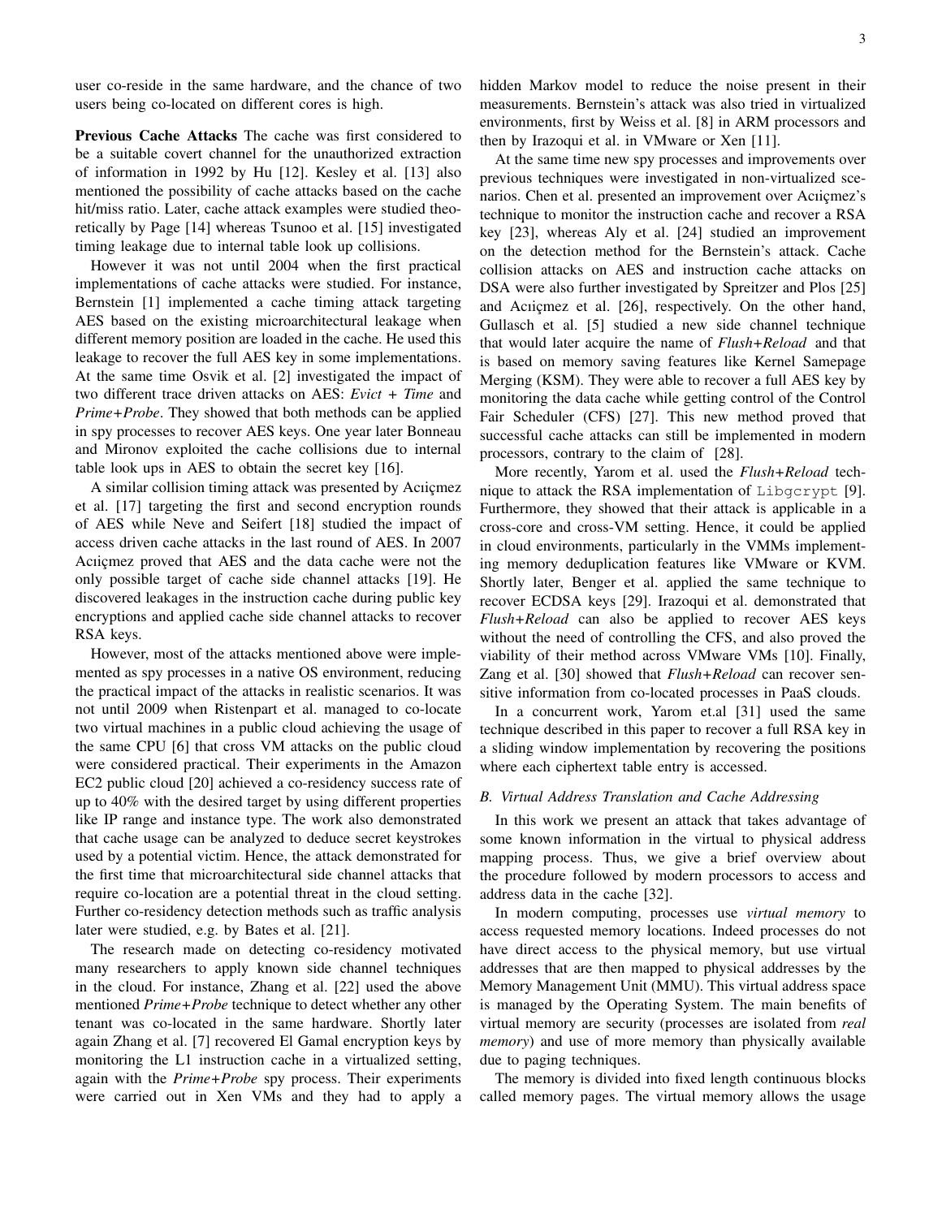user co-reside in the same hardware, and the chance of two users being co-located on different cores is high.

**Previous Cache Attacks** The cache was first considered to be a suitable covert channel for the unauthorized extraction of information in 1992 by Hu [12]. Kesley et al. [13] also mentioned the possibility of cache attacks based on the cache hit/miss ratio. Later, cache attack examples were studied theoretically by Page [14] whereas Tsunoo et al. [15] investigated timing leakage due to internal table look up collisions.

However it was not until 2004 when the first practical implementations of cache attacks were studied. For instance, Bernstein [1] implemented a cache timing attack targeting AES based on the existing microarchitectural leakage when different memory position are loaded in the cache. He used this leakage to recover the full AES key in some implementations. At the same time Osvik et al. [2] investigated the impact of two different trace driven attacks on AES: *Evict + Time* and *Prime+Probe*. They showed that both methods can be applied in spy processes to recover AES keys. One year later Bonneau and Mironov exploited the cache collisions due to internal table look ups in AES to obtain the secret key [16].

A similar collision timing attack was presented by Acıiçmez et al. [17] targeting the first and second encryption rounds of AES while Neve and Seifert [18] studied the impact of access driven cache attacks in the last round of AES. In 2007 Acıiçmez proved that AES and the data cache were not the only possible target of cache side channel attacks [19]. He discovered leakages in the instruction cache during public key encryptions and applied cache side channel attacks to recover RSA keys.

However, most of the attacks mentioned above were implemented as spy processes in a native OS environment, reducing the practical impact of the attacks in realistic scenarios. It was not until 2009 when Ristenpart et al. managed to co-locate two virtual machines in a public cloud achieving the usage of the same CPU [6] that cross VM attacks on the public cloud were considered practical. Their experiments in the Amazon EC2 public cloud [20] achieved a co-residency success rate of up to 40% with the desired target by using different properties like IP range and instance type. The work also demonstrated that cache usage can be analyzed to deduce secret keystrokes used by a potential victim. Hence, the attack demonstrated for the first time that microarchitectural side channel attacks that require co-location are a potential threat in the cloud setting. Further co-residency detection methods such as traffic analysis later were studied, e.g. by Bates et al. [21].

The research made on detecting co-residency motivated many researchers to apply known side channel techniques in the cloud. For instance, Zhang et al. [22] used the above mentioned *Prime+Probe* technique to detect whether any other tenant was co-located in the same hardware. Shortly later again Zhang et al. [7] recovered El Gamal encryption keys by monitoring the L1 instruction cache in a virtualized setting, again with the *Prime+Probe* spy process. Their experiments were carried out in Xen VMs and they had to apply a hidden Markov model to reduce the noise present in their measurements. Bernstein's attack was also tried in virtualized environments, first by Weiss et al. [8] in ARM processors and then by Irazoqui et al. in VMware or Xen [11].

At the same time new spy processes and improvements over previous techniques were investigated in non-virtualized scenarios. Chen et al. presented an improvement over Acıiçmez's technique to monitor the instruction cache and recover a RSA key [23], whereas Aly et al. [24] studied an improvement on the detection method for the Bernstein's attack. Cache collision attacks on AES and instruction cache attacks on DSA were also further investigated by Spreitzer and Plos [25] and Acıiçmez et al. [26], respectively. On the other hand, Gullasch et al. [5] studied a new side channel technique that would later acquire the name of *Flush+Reload* and that is based on memory saving features like Kernel Samepage Merging (KSM). They were able to recover a full AES key by monitoring the data cache while getting control of the Control Fair Scheduler (CFS) [27]. This new method proved that successful cache attacks can still be implemented in modern processors, contrary to the claim of [28].

More recently, Yarom et al. used the *Flush+Reload* technique to attack the RSA implementation of `Libgcrypt` [9]. Furthermore, they showed that their attack is applicable in a cross-core and cross-VM setting. Hence, it could be applied in cloud environments, particularly in the VMMs implementing memory deduplication features like VMware or KVM. Shortly later, Benger et al. applied the same technique to recover ECDSA keys [29]. Irazoqui et al. demonstrated that *Flush+Reload* can also be applied to recover AES keys without the need of controlling the CFS, and also proved the viability of their method across VMware VMs [10]. Finally, Zang et al. [30] showed that *Flush+Reload* can recover sensitive information from co-located processes in PaaS clouds.

In a concurrent work, Yarom et.al [31] used the same technique described in this paper to recover a full RSA key in a sliding window implementation by recovering the positions where each ciphertext table entry is accessed.

### B. Virtual Address Translation and Cache Addressing

In this work we present an attack that takes advantage of some known information in the virtual to physical address mapping process. Thus, we give a brief overview about the procedure followed by modern processors to access and address data in the cache [32].

In modern computing, processes use *virtual memory* to access requested memory locations. Indeed processes do not have direct access to the physical memory, but use virtual addresses that are then mapped to physical addresses by the Memory Management Unit (MMU). This virtual address space is managed by the Operating System. The main benefits of virtual memory are security (processes are isolated from *real memory*) and use of more memory than physically available due to paging techniques.

The memory is divided into fixed length continuous blocks called memory pages. The virtual memory allows the usage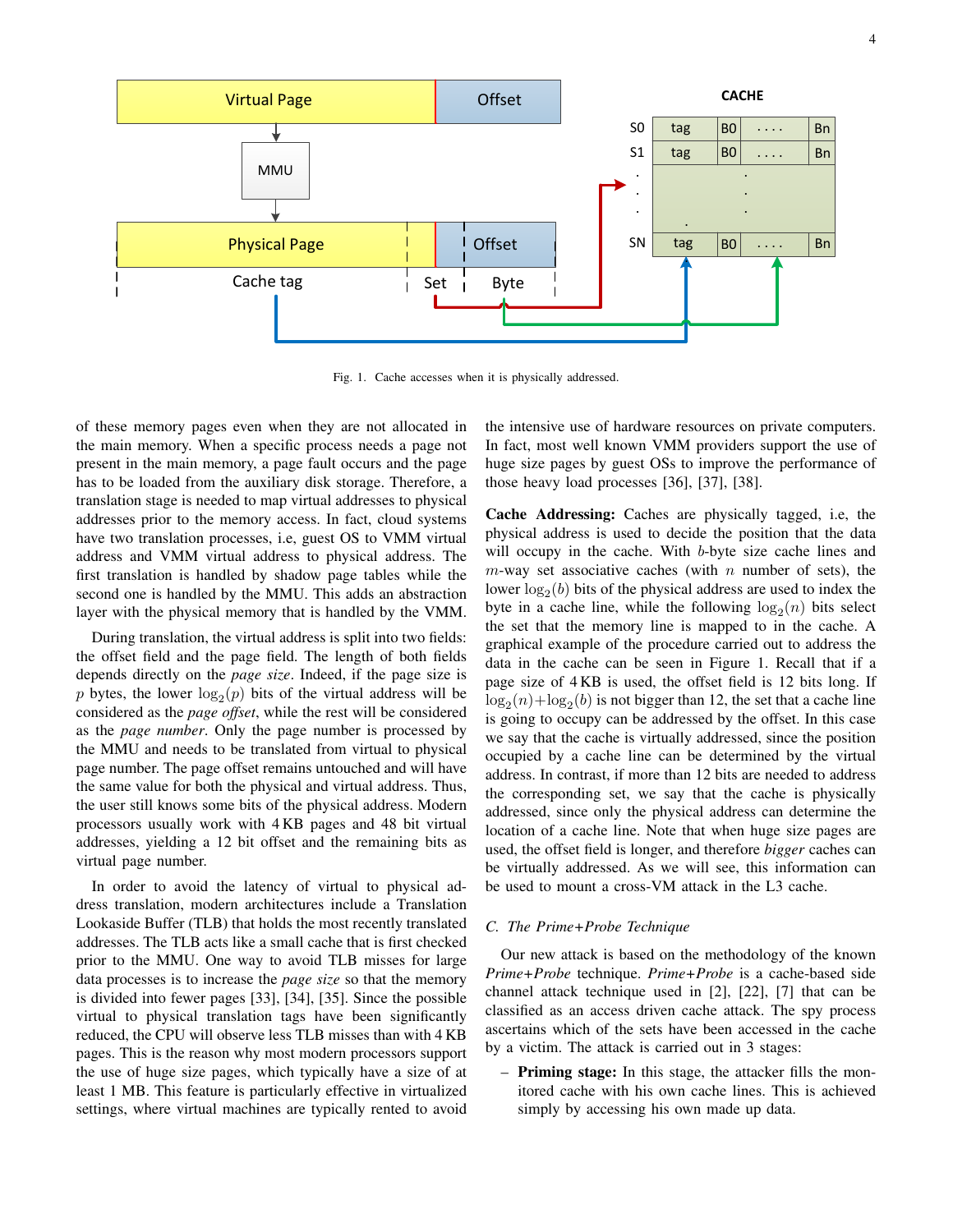Fig. 1. Cache accesses when it is physically addressed.

of these memory pages even when they are not allocated in the main memory. When a specific process needs a page not present in the main memory, a page fault occurs and the page has to be loaded from the auxiliary disk storage. Therefore, a translation stage is needed to map virtual addresses to physical addresses prior to the memory access. In fact, cloud systems have two translation processes, i.e, guest OS to VMM virtual address and VMM virtual address to physical address. The first translation is handled by shadow page tables while the second one is handled by the MMU. This adds an abstraction layer with the physical memory that is handled by the VMM.

During translation, the virtual address is split into two fields: the offset field and the page field. The length of both fields depends directly on the *page size*. Indeed, if the page size is $p$ bytes, the lower $\log_2(p)$ bits of the virtual address will be considered as the *page offset*, while the rest will be considered as the *page number*. Only the page number is processed by the MMU and needs to be translated from virtual to physical page number. The page offset remains untouched and will have the same value for both the physical and virtual address. Thus, the user still knows some bits of the physical address. Modern processors usually work with 4 KB pages and 48 bit virtual addresses, yielding a 12 bit offset and the remaining bits as virtual page number.

In order to avoid the latency of virtual to physical address translation, modern architectures include a Translation Lookaside Buffer (TLB) that holds the most recently translated addresses. The TLB acts like a small cache that is first checked prior to the MMU. One way to avoid TLB misses for large data processes is to increase the *page size* so that the memory is divided into fewer pages [33], [34], [35]. Since the possible virtual to physical translation tags have been significantly reduced, the CPU will observe less TLB misses than with 4 KB pages. This is the reason why most modern processors support the use of huge size pages, which typically have a size of at least 1 MB. This feature is particularly effective in virtualized settings, where virtual machines are typically rented to avoid the intensive use of hardware resources on private computers. In fact, most well known VMM providers support the use of huge size pages by guest OSs to improve the performance of those heavy load processes [36], [37], [38].

**Cache Addressing:** Caches are physically tagged, i.e, the physical address is used to decide the position that the data will occupy in the cache. With $b$-byte size cache lines and $m$-way set associative caches (with $n$ number of sets), the lower $\log_2(b)$ bits of the physical address are used to index the byte in a cache line, while the following $\log_2(n)$ bits select the set that the memory line is mapped to in the cache. A graphical example of the procedure carried out to address the data in the cache can be seen in Figure 1. Recall that if a page size of 4 KB is used, the offset field is 12 bits long. If $\log_2(n)+\log_2(b)$ is not bigger than 12, the set that a cache line is going to occupy can be addressed by the offset. In this case we say that the cache is virtually addressed, since the position occupied by a cache line can be determined by the virtual address. In contrast, if more than 12 bits are needed to address the corresponding set, we say that the cache is physically addressed, since only the physical address can determine the location of a cache line. Note that when huge size pages are used, the offset field is longer, and therefore *bigger* caches can be virtually addressed. As we will see, this information can be used to mount a cross-VM attack in the L3 cache.

### C. The Prime+Probe Technique

Our new attack is based on the methodology of the known *Prime+Probe* technique. *Prime+Probe* is a cache-based side channel attack technique used in [2], [22], [7] that can be classified as an access driven cache attack. The spy process ascertains which of the sets have been accessed in the cache by a victim. The attack is carried out in 3 stages:

- **Priming stage:** In this stage, the attacker fills the monitored cache with his own cache lines. This is achieved simply by accessing his own made up data.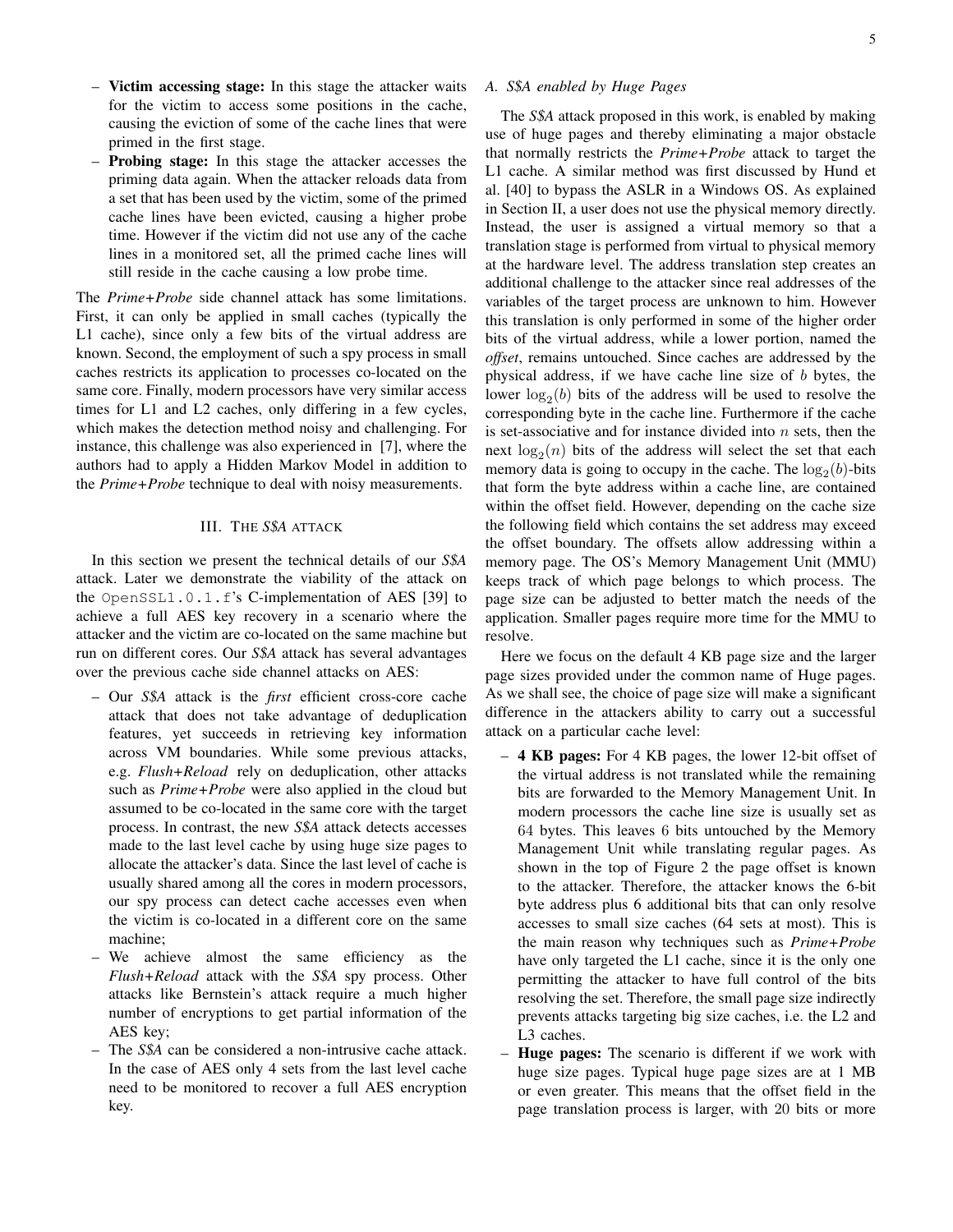– **Victim accessing stage:** In this stage the attacker waits for the victim to access some positions in the cache, causing the eviction of some of the cache lines that were primed in the first stage.

– **Probing stage:** In this stage the attacker accesses the priming data again. When the attacker reloads data from a set that has been used by the victim, some of the primed cache lines have been evicted, causing a higher probe time. However if the victim did not use any of the cache lines in a monitored set, all the primed cache lines will still reside in the cache causing a low probe time.

The *Prime+Probe* side channel attack has some limitations. First, it can only be applied in small caches (typically the L1 cache), since only a few bits of the virtual address are known. Second, the employment of such a spy process in small caches restricts its application to processes co-located on the same core. Finally, modern processors have very similar access times for L1 and L2 caches, only differing in a few cycles, which makes the detection method noisy and challenging. For instance, this challenge was also experienced in [7], where the authors had to apply a Hidden Markov Model in addition to the *Prime+Probe* technique to deal with noisy measurements.

## III. The *S$A* attack

In this section we present the technical details of our *S$A* attack. Later we demonstrate the viability of the attack on the OpenSSL1.0.1.f's C-implementation of AES [39] to achieve a full AES key recovery in a scenario where the attacker and the victim are co-located on the same machine but run on different cores. Our *S$A* attack has several advantages over the previous cache side channel attacks on AES:

– Our *S$A* attack is the *first* efficient cross-core cache attack that does not take advantage of deduplication features, yet succeeds in retrieving key information across VM boundaries. While some previous attacks, e.g. *Flush+Reload* rely on deduplication, other attacks such as *Prime+Probe* were also applied in the cloud but assumed to be co-located in the same core with the target process. In contrast, the new *S$A* attack detects accesses made to the last level cache by using huge size pages to allocate the attacker's data. Since the last level of cache is usually shared among all the cores in modern processors, our spy process can detect cache accesses even when the victim is co-located in a different core on the same machine;

– We achieve almost the same efficiency as the *Flush+Reload* attack with the *S$A* spy process. Other attacks like Bernstein's attack require a much higher number of encryptions to get partial information of the AES key;

– The *S$A* can be considered a non-intrusive cache attack. In the case of AES only 4 sets from the last level cache need to be monitored to recover a full AES encryption key.

### A. *S$A enabled by Huge Pages*

The *S$A* attack proposed in this work, is enabled by making use of huge pages and thereby eliminating a major obstacle that normally restricts the *Prime+Probe* attack to target the L1 cache. A similar method was first discussed by Hund et al. [40] to bypass the ASLR in a Windows OS. As explained in Section II, a user does not use the physical memory directly. Instead, the user is assigned a virtual memory so that a translation stage is performed from virtual to physical memory at the hardware level. The address translation step creates an additional challenge to the attacker since real addresses of the variables of the target process are unknown to him. However this translation is only performed in some of the higher order bits of the virtual address, while a lower portion, named the *offset*, remains untouched. Since caches are addressed by the physical address, if we have cache line size of $b$ bytes, the lower $\log_2(b)$ bits of the address will be used to resolve the corresponding byte in the cache line. Furthermore if the cache is set-associative and for instance divided into $n$ sets, then the next $\log_2(n)$ bits of the address will select the set that each memory data is going to occupy in the cache. The $\log_2(b)$-bits that form the byte address within a cache line, are contained within the offset field. However, depending on the cache size the following field which contains the set address may exceed the offset boundary. The offsets allow addressing within a memory page. The OS's Memory Management Unit (MMU) keeps track of which page belongs to which process. The page size can be adjusted to better match the needs of the application. Smaller pages require more time for the MMU to resolve.

Here we focus on the default 4 KB page size and the larger page sizes provided under the common name of Huge pages. As we shall see, the choice of page size will make a significant difference in the attackers ability to carry out a successful attack on a particular cache level:

– **4 KB pages:** For 4 KB pages, the lower 12-bit offset of the virtual address is not translated while the remaining bits are forwarded to the Memory Management Unit. In modern processors the cache line size is usually set as 64 bytes. This leaves 6 bits untouched by the Memory Management Unit while translating regular pages. As shown in the top of Figure 2 the page offset is known to the attacker. Therefore, the attacker knows the 6-bit byte address plus 6 additional bits that can only resolve accesses to small size caches (64 sets at most). This is the main reason why techniques such as *Prime+Probe* have only targeted the L1 cache, since it is the only one permitting the attacker to have full control of the bits resolving the set. Therefore, the small page size indirectly prevents attacks targeting big size caches, i.e. the L2 and L3 caches.

– **Huge pages:** The scenario is different if we work with huge size pages. Typical huge page sizes are at 1 MB or even greater. This means that the offset field in the page translation process is larger, with 20 bits or more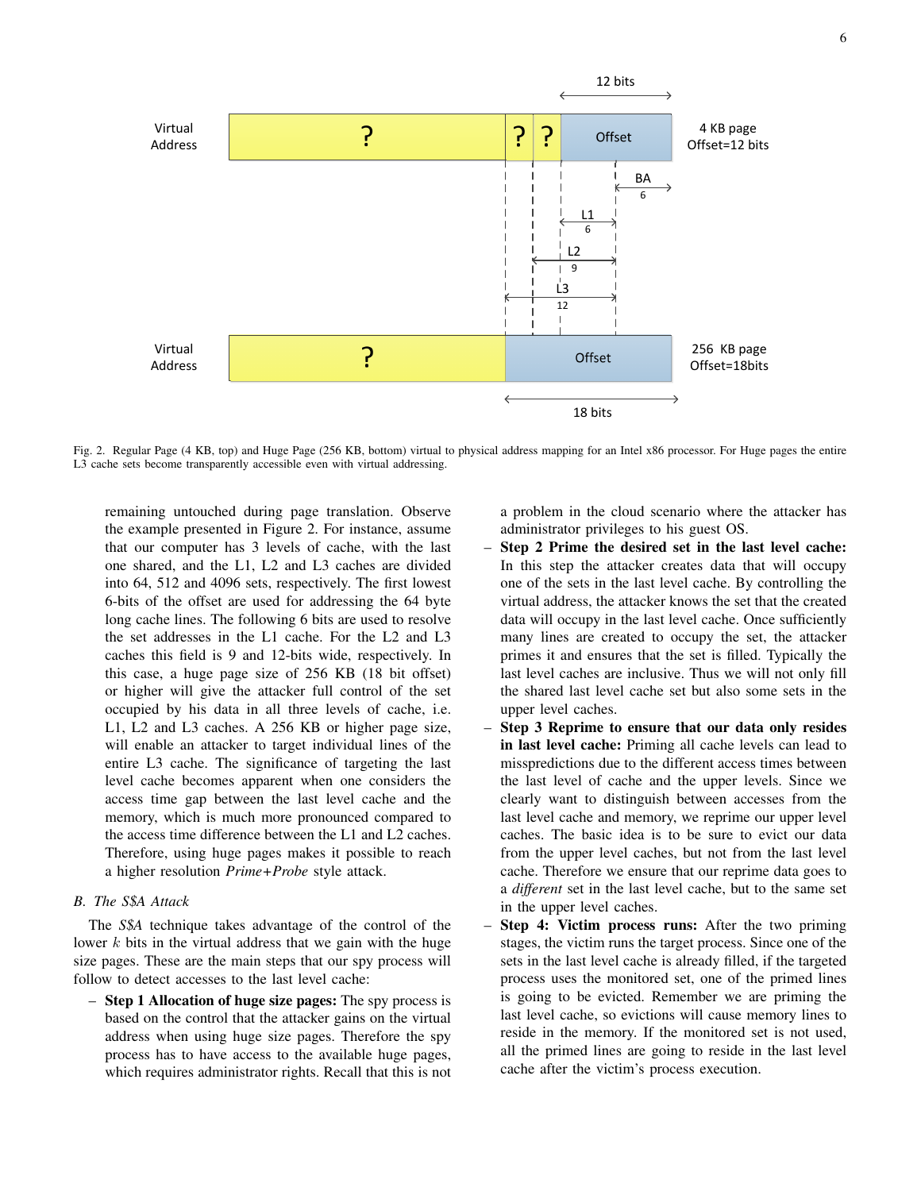Fig. 2. Regular Page (4 KB, top) and Huge Page (256 KB, bottom) virtual to physical address mapping for an Intel x86 processor. For Huge pages the entire L3 cache sets become transparently accessible even with virtual addressing.

remaining untouched during page translation. Observe the example presented in Figure 2. For instance, assume that our computer has 3 levels of cache, with the last one shared, and the L1, L2 and L3 caches are divided into 64, 512 and 4096 sets, respectively. The first lowest 6-bits of the offset are used for addressing the 64 byte long cache lines. The following 6 bits are used to resolve the set addresses in the L1 cache. For the L2 and L3 caches this field is 9 and 12-bits wide, respectively. In this case, a huge page size of 256 KB (18 bit offset) or higher will give the attacker full control of the set occupied by his data in all three levels of cache, i.e. L1, L2 and L3 caches. A 256 KB or higher page size, will enable an attacker to target individual lines of the entire L3 cache. The significance of targeting the last level cache becomes apparent when one considers the access time gap between the last level cache and the memory, which is much more pronounced compared to the access time difference between the L1 and L2 caches. Therefore, using huge pages makes it possible to reach a higher resolution *Prime+Probe* style attack.

### B. The S$A Attack

The *S$A* technique takes advantage of the control of the lower $k$ bits in the virtual address that we gain with the huge size pages. These are the main steps that our spy process will follow to detect accesses to the last level cache:

- **Step 1 Allocation of huge size pages:** The spy process is based on the control that the attacker gains on the virtual address when using huge size pages. Therefore the spy process has to have access to the available huge pages, which requires administrator rights. Recall that this is not a problem in the cloud scenario where the attacker has administrator privileges to his guest OS.
- **Step 2 Prime the desired set in the last level cache:** In this step the attacker creates data that will occupy one of the sets in the last level cache. By controlling the virtual address, the attacker knows the set that the created data will occupy in the last level cache. Once sufficiently many lines are created to occupy the set, the attacker primes it and ensures that the set is filled. Typically the last level caches are inclusive. Thus we will not only fill the shared last level cache set but also some sets in the upper level caches.
- **Step 3 Reprime to ensure that our data only resides in last level cache:** Priming all cache levels can lead to misspredictions due to the different access times between the last level of cache and the upper levels. Since we clearly want to distinguish between accesses from the last level cache and memory, we reprime our upper level caches. The basic idea is to be sure to evict our data from the upper level caches, but not from the last level cache. Therefore we ensure that our reprime data goes to a *different* set in the last level cache, but to the same set in the upper level caches.
- **Step 4: Victim process runs:** After the two priming stages, the victim runs the target process. Since one of the sets in the last level cache is already filled, if the targeted process uses the monitored set, one of the primed lines is going to be evicted. Remember we are priming the last level cache, so evictions will cause memory lines to reside in the memory. If the monitored set is not used, all the primed lines are going to reside in the last level cache after the victim's process execution.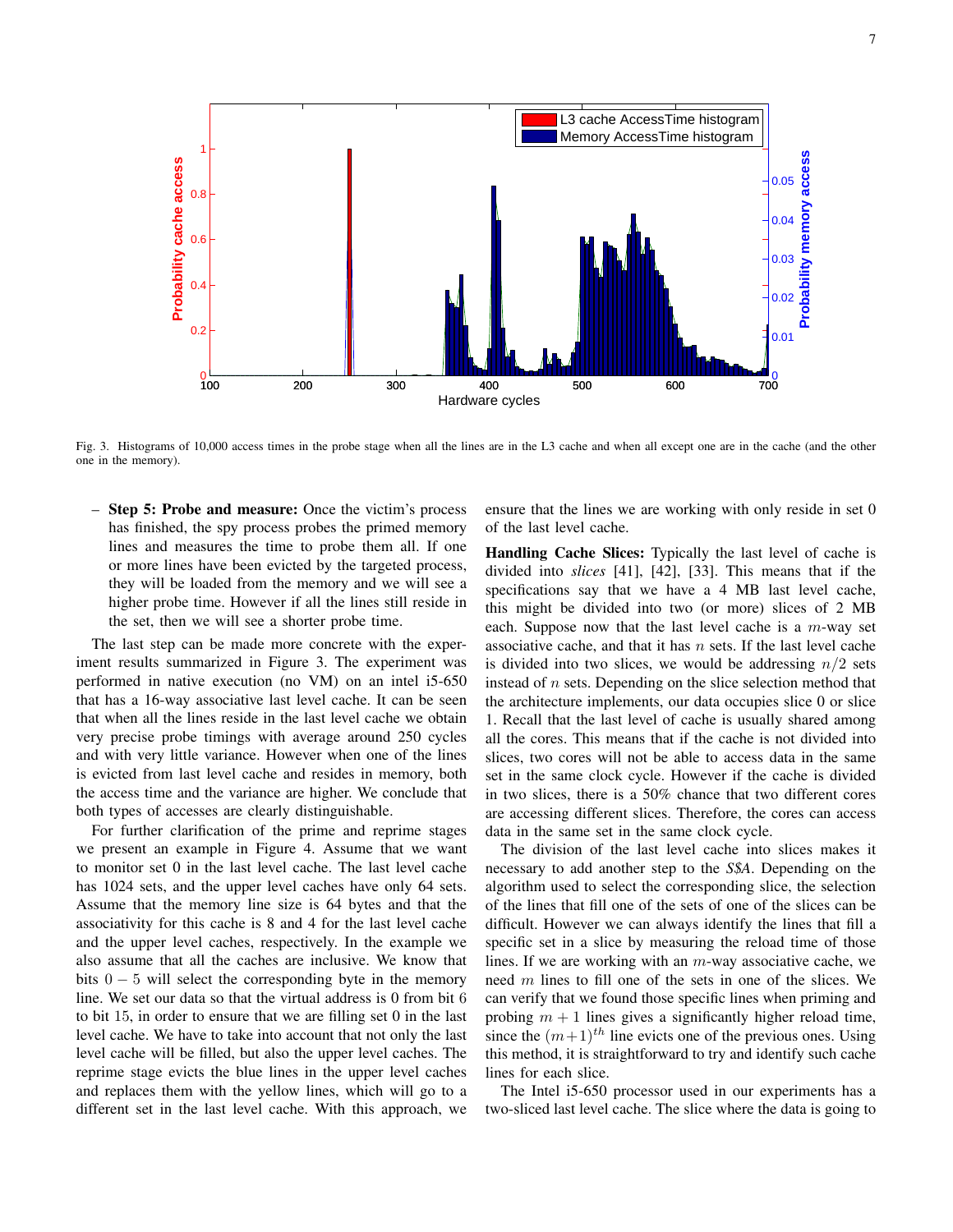Fig. 3. Histograms of 10,000 access times in the probe stage when all the lines are in the L3 cache and when all except one are in the cache (and the other one in the memory).

- **Step 5: Probe and measure:** Once the victim's process has finished, the spy process probes the primed memory lines and measures the time to probe them all. If one or more lines have been evicted by the targeted process, they will be loaded from the memory and we will see a higher probe time. However if all the lines still reside in the set, then we will see a shorter probe time.

The last step can be made more concrete with the experiment results summarized in Figure 3. The experiment was performed in native execution (no VM) on an intel i5-650 that has a 16-way associative last level cache. It can be seen that when all the lines reside in the last level cache we obtain very precise probe timings with average around 250 cycles and with very little variance. However when one of the lines is evicted from last level cache and resides in memory, both the access time and the variance are higher. We conclude that both types of accesses are clearly distinguishable.

For further clarification of the prime and reprime stages we present an example in Figure 4. Assume that we want to monitor set 0 in the last level cache. The last level cache has 1024 sets, and the upper level caches have only 64 sets. Assume that the memory line size is 64 bytes and that the associativity for this cache is 8 and 4 for the last level cache and the upper level caches, respectively. In the example we also assume that all the caches are inclusive. We know that bits $0-5$ will select the corresponding byte in the memory line. We set our data so that the virtual address is 0 from bit 6 to bit 15, in order to ensure that we are filling set 0 in the last level cache. We have to take into account that not only the last level cache will be filled, but also the upper level caches. The reprime stage evicts the blue lines in the upper level caches and replaces them with the yellow lines, which will go to a different set in the last level cache. With this approach, we ensure that the lines we are working with only reside in set 0 of the last level cache.

**Handling Cache Slices:** Typically the last level of cache is divided into *slices* [41], [42], [33]. This means that if the specifications say that we have a 4 MB last level cache, this might be divided into two (or more) slices of 2 MB each. Suppose now that the last level cache is a $m$-way set associative cache, and that it has $n$ sets. If the last level cache is divided into two slices, we would be addressing $n/2$ sets instead of $n$ sets. Depending on the slice selection method that the architecture implements, our data occupies slice 0 or slice 1. Recall that the last level of cache is usually shared among all the cores. This means that if the cache is not divided into slices, two cores will not be able to access data in the same set in the same clock cycle. However if the cache is divided in two slices, there is a 50% chance that two different cores are accessing different slices. Therefore, the cores can access data in the same set in the same clock cycle.

The division of the last level cache into slices makes it necessary to add another step to the *S$A*. Depending on the algorithm used to select the corresponding slice, the selection of the lines that fill one of the sets of one of the slices can be difficult. However we can always identify the lines that fill a specific set in a slice by measuring the reload time of those lines. If we are working with an $m$-way associative cache, we need $m$ lines to fill one of the sets in one of the slices. We can verify that we found those specific lines when priming and probing $m+1$ lines gives a significantly higher reload time, since the $(m+1)^{th}$ line evicts one of the previous ones. Using this method, it is straightforward to try and identify such cache lines for each slice.

The Intel i5-650 processor used in our experiments has a two-sliced last level cache. The slice where the data is going to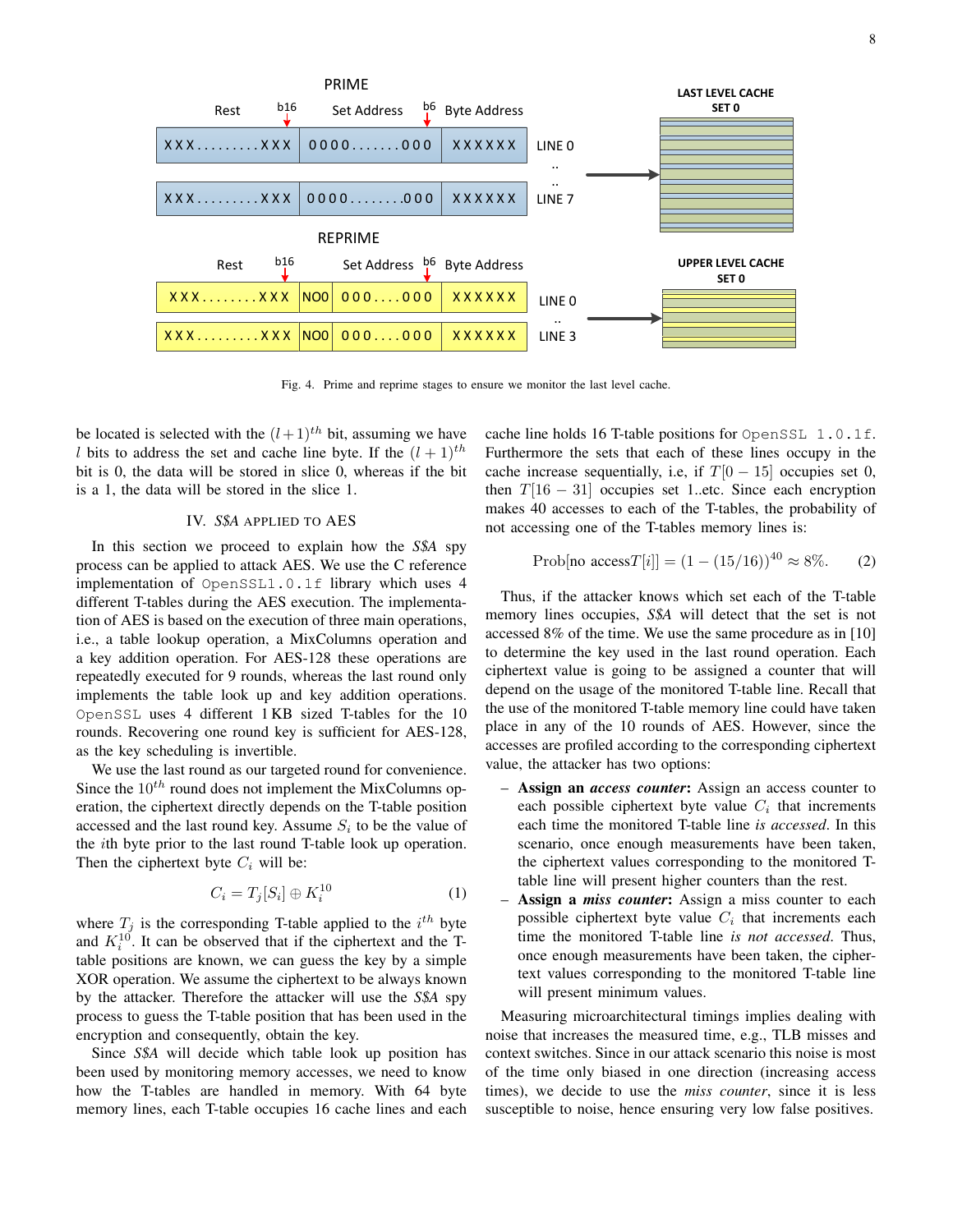Fig. 4. Prime and reprime stages to ensure we monitor the last level cache.

be located is selected with the $(l+1)^{th}$ bit, assuming we have $l$ bits to address the set and cache line byte. If the $(l+1)^{th}$ bit is 0, the data will be stored in slice 0, whereas if the bit is a 1, the data will be stored in the slice 1.

## IV. *S$A* APPLIED TO AES

In this section we proceed to explain how the *S$A* spy process can be applied to attack AES. We use the C reference implementation of `OpenSSL1.0.1f` library which uses 4 different T-tables during the AES execution. The implementation of AES is based on the execution of three main operations, i.e., a table lookup operation, a MixColumns operation and a key addition operation. For AES-128 these operations are repeatedly executed for 9 rounds, whereas the last round only implements the table look up and key addition operations. `OpenSSL` uses 4 different 1 KB sized T-tables for the 10 rounds. Recovering one round key is sufficient for AES-128, as the key scheduling is invertible.

We use the last round as our targeted round for convenience. Since the $10^{th}$ round does not implement the MixColumns operation, the ciphertext directly depends on the T-table position accessed and the last round key. Assume $S_i$ to be the value of the $i$th byte prior to the last round T-table look up operation. Then the ciphertext byte $C_i$ will be:

$$C_i = T_j[S_i] \oplus K_i^{10} \tag{1}$$

where $T_j$ is the corresponding T-table applied to the $i^{th}$ byte and $K_i^{10}$. It can be observed that if the ciphertext and the T-table positions are known, we can guess the key by a simple XOR operation. We assume the ciphertext to be always known by the attacker. Therefore the attacker will use the *S$A* spy process to guess the T-table position that has been used in the encryption and consequently, obtain the key.

Since *S$A* will decide which table look up position has been used by monitoring memory accesses, we need to know how the T-tables are handled in memory. With 64 byte memory lines, each T-table occupies 16 cache lines and each cache line holds 16 T-table positions for `OpenSSL 1.0.1f`. Furthermore the sets that each of these lines occupy in the cache increase sequentially, i.e, if $T[0-15]$ occupies set 0, then $T[16-31]$ occupies set 1..etc. Since each encryption makes 40 accesses to each of the T-tables, the probability of not accessing one of the T-tables memory lines is:

$$\text{Prob}[\text{no access}T[i]] = (1 - (15/16))^{40} \approx 8\%. \tag{2}$$

Thus, if the attacker knows which set each of the T-table memory lines occupies, *S$A* will detect that the set is not accessed 8% of the time. We use the same procedure as in [10] to determine the key used in the last round operation. Each ciphertext value is going to be assigned a counter that will depend on the usage of the monitored T-table line. Recall that the use of the monitored T-table memory line could have taken place in any of the 10 rounds of AES. However, since the accesses are profiled according to the corresponding ciphertext value, the attacker has two options:

- **Assign an *access counter*:** Assign an access counter to each possible ciphertext byte value $C_i$ that increments each time the monitored T-table line *is accessed*. In this scenario, once enough measurements have been taken, the ciphertext values corresponding to the monitored T-table line will present higher counters than the rest.
- **Assign a *miss counter*:** Assign a miss counter to each possible ciphertext byte value $C_i$ that increments each time the monitored T-table line *is not accessed*. Thus, once enough measurements have been taken, the ciphertext values corresponding to the monitored T-table line will present minimum values.

Measuring microarchitectural timings implies dealing with noise that increases the measured time, e.g., TLB misses and context switches. Since in our attack scenario this noise is most of the time only biased in one direction (increasing access times), we decide to use the *miss counter*, since it is less susceptible to noise, hence ensuring very low false positives.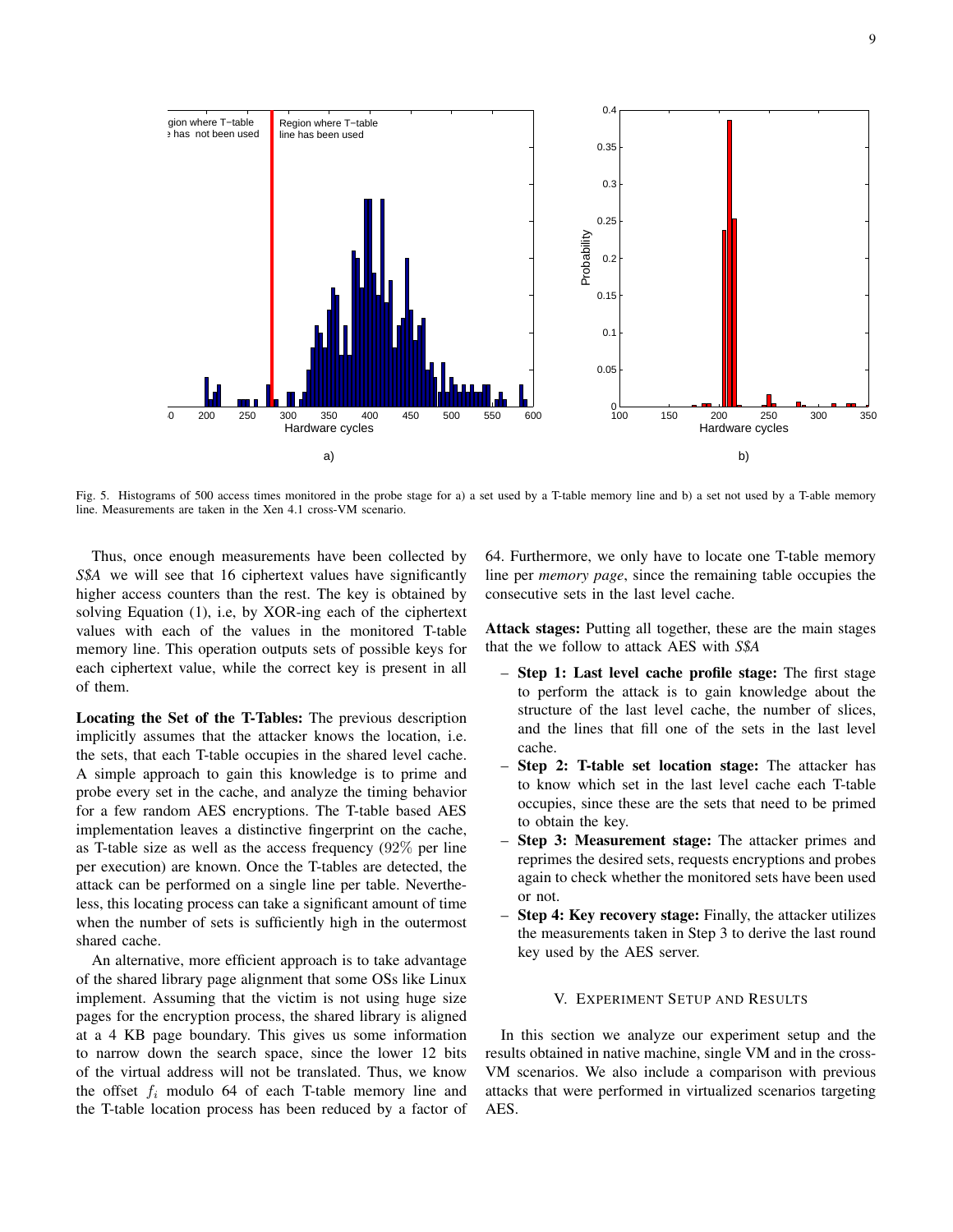Fig. 5. Histograms of 500 access times monitored in the probe stage for a) a set used by a T-table memory line and b) a set not used by a T-able memory line. Measurements are taken in the Xen 4.1 cross-VM scenario.

Thus, once enough measurements have been collected by *S$A* we will see that 16 ciphertext values have significantly higher access counters than the rest. The key is obtained by solving Equation (1), i.e, by XOR-ing each of the ciphertext values with each of the values in the monitored T-table memory line. This operation outputs sets of possible keys for each ciphertext value, while the correct key is present in all of them.

**Locating the Set of the T-Tables:** The previous description implicitly assumes that the attacker knows the location, i.e. the sets, that each T-table occupies in the shared level cache. A simple approach to gain this knowledge is to prime and probe every set in the cache, and analyze the timing behavior for a few random AES encryptions. The T-table based AES implementation leaves a distinctive fingerprint on the cache, as T-table size as well as the access frequency ($92\%$ per line per execution) are known. Once the T-tables are detected, the attack can be performed on a single line per table. Nevertheless, this locating process can take a significant amount of time when the number of sets is sufficiently high in the outermost shared cache.

An alternative, more efficient approach is to take advantage of the shared library page alignment that some OSs like Linux implement. Assuming that the victim is not using huge size pages for the encryption process, the shared library is aligned at a 4 KB page boundary. This gives us some information to narrow down the search space, since the lower 12 bits of the virtual address will not be translated. Thus, we know the offset $f_i$ modulo 64 of each T-table memory line and the T-table location process has been reduced by a factor of 64. Furthermore, we only have to locate one T-table memory line per *memory page*, since the remaining table occupies the consecutive sets in the last level cache.

**Attack stages:** Putting all together, these are the main stages that the we follow to attack AES with *S$A*

- **Step 1: Last level cache profile stage:** The first stage to perform the attack is to gain knowledge about the structure of the last level cache, the number of slices, and the lines that fill one of the sets in the last level cache.
- **Step 2: T-table set location stage:** The attacker has to know which set in the last level cache each T-table occupies, since these are the sets that need to be primed to obtain the key.
- **Step 3: Measurement stage:** The attacker primes and reprimes the desired sets, requests encryptions and probes again to check whether the monitored sets have been used or not.
- **Step 4: Key recovery stage:** Finally, the attacker utilizes the measurements taken in Step 3 to derive the last round key used by the AES server.

## V. Experiment Setup and Results

In this section we analyze our experiment setup and the results obtained in native machine, single VM and in the cross-VM scenarios. We also include a comparison with previous attacks that were performed in virtualized scenarios targeting AES.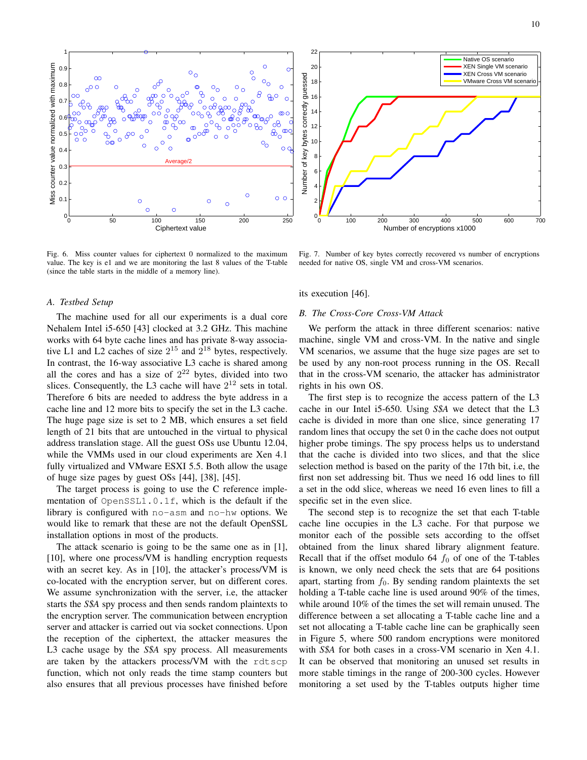Fig. 6. Miss counter values for ciphertext 0 normalized to the maximum value. The key is e1 and we are monitoring the last 8 values of the T-table (since the table starts in the middle of a memory line).

Fig. 7. Number of key bytes correctly recovered vs number of encryptions needed for native OS, single VM and cross-VM scenarios.

### A. Testbed Setup

The machine used for all our experiments is a dual core Nehalem Intel i5-650 [43] clocked at 3.2 GHz. This machine works with 64 byte cache lines and has private 8-way associative L1 and L2 caches of size $2^{15}$ and $2^{18}$ bytes, respectively. In contrast, the 16-way associative L3 cache is shared among all the cores and has a size of $2^{22}$ bytes, divided into two slices. Consequently, the L3 cache will have $2^{12}$ sets in total. Therefore 6 bits are needed to address the byte address in a cache line and 12 more bits to specify the set in the L3 cache. The huge page size is set to 2 MB, which ensures a set field length of 21 bits that are untouched in the virtual to physical address translation stage. All the guest OSs use Ubuntu 12.04, while the VMMs used in our cloud experiments are Xen 4.1 fully virtualized and VMware ESXI 5.5. Both allow the usage of huge size pages by guest OSs [44], [38], [45].

The target process is going to use the C reference implementation of `OpenSSL1.0.1f`, which is the default if the library is configured with `no-asm` and `no-hw` options. We would like to remark that these are not the default OpenSSL installation options in most of the products.

The attack scenario is going to be the same one as in [1], [10], where one process/VM is handling encryption requests with an secret key. As in [10], the attacker's process/VM is co-located with the encryption server, but on different cores. We assume synchronization with the server, i.e, the attacker starts the *S$A* spy process and then sends random plaintexts to the encryption server. The communication between encryption server and attacker is carried out via socket connections. Upon the reception of the ciphertext, the attacker measures the L3 cache usage by the *S$A* spy process. All measurements are taken by the attackers process/VM with the `rdtscp` function, which not only reads the time stamp counters but also ensures that all previous processes have finished before its execution [46].

### B. The Cross-Core Cross-VM Attack

We perform the attack in three different scenarios: native machine, single VM and cross-VM. In the native and single VM scenarios, we assume that the huge size pages are set to be used by any non-root process running in the OS. Recall that in the cross-VM scenario, the attacker has administrator rights in his own OS.

The first step is to recognize the access pattern of the L3 cache in our Intel i5-650. Using *S$A* we detect that the L3 cache is divided in more than one slice, since generating 17 random lines that occupy the set 0 in the cache does not output higher probe timings. The spy process helps us to understand that the cache is divided into two slices, and that the slice selection method is based on the parity of the 17th bit, i.e, the first non set addressing bit. Thus we need 16 odd lines to fill a set in the odd slice, whereas we need 16 even lines to fill a specific set in the even slice.

The second step is to recognize the set that each T-table cache line occupies in the L3 cache. For that purpose we monitor each of the possible sets according to the offset obtained from the linux shared library alignment feature. Recall that if the offset modulo 64 $f_0$ of one of the T-tables is known, we only need check the sets that are 64 positions apart, starting from $f_0$. By sending random plaintexts the set holding a T-table cache line is used around 90% of the times, while around 10% of the times the set will remain unused. The difference between a set allocating a T-table cache line and a set not allocating a T-table cache line can be graphically seen in Figure 5, where 500 random encryptions were monitored with *S$A* for both cases in a cross-VM scenario in Xen 4.1. It can be observed that monitoring an unused set results in more stable timings in the range of 200-300 cycles. However monitoring a set used by the T-tables outputs higher time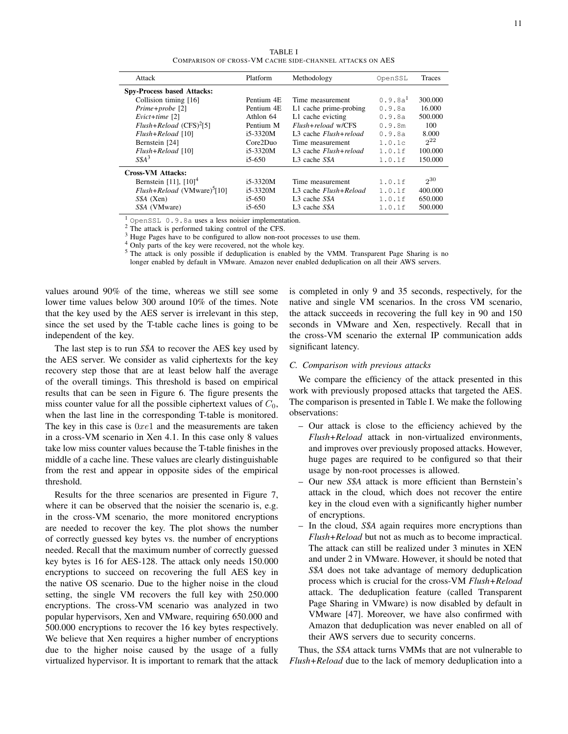TABLE I
COMPARISON OF CROSS-VM CACHE SIDE-CHANNEL ATTACKS ON AES

| Attack | Platform | Methodology | OpenSSL | Traces |
|---|---|---|---|---|
| **Spy-Process based Attacks:** | | | | |
| Collision timing [16] | Pentium 4E | Time measurement | 0.9.8a[1] | 300.000 |
| *Prime+probe* [2] | Pentium 4E | L1 cache prime-probing | 0.9.8a | 16.000 |
| *Evict+time* [2] | Athlon 64 | L1 cache evicting | 0.9.8a | 500.000 |
| *Flush+Reload* (CFS)[2][5] | Pentium M | *Flush+reload* w/CFS | 0.9.8m | 100 |
| *Flush+Reload* [10] | i5-3320M | L3 cache *Flush+reload* | 0.9.8a | 8.000 |
| Bernstein [24] | Core2Duo | Time measurement | 1.0.1c | $2^{22}$ |
| *Flush+Reload* [10] | i5-3320M | L3 cache *Flush+reload* | 1.0.1f | 100.000 |
| *S$A*[3] | i5-650 | L3 cache *S$A* | 1.0.1f | 150.000 |
| **Cross-VM Attacks:** | | | | |
| Bernstein [11], [10][4] | i5-3320M | Time measurement | 1.0.1f | $2^{30}$ |
| *Flush+Reload* (VMware)[5][10] | i5-3320M | L3 cache *Flush+Reload* | 1.0.1f | 400.000 |
| *S$A* (Xen) | i5-650 | L3 cache *S$A* | 1.0.1f | 650.000 |
| *S$A* (VMware) | i5-650 | L3 cache *S$A* | 1.0.1f | 500.000 |

[1] OpenSSL 0.9.8a uses a less noisier implementation.
[2] The attack is performed taking control of the CFS.
[3] Huge Pages have to be configured to allow non-root processes to use them.
[4] Only parts of the key were recovered, not the whole key.
[5] The attack is only possible if deduplication is enabled by the VMM. Transparent Page Sharing is no longer enabled by default in VMware. Amazon never enabled deduplication on all their AWS servers.

values around 90% of the time, whereas we still see some lower time values below 300 around 10% of the times. Note that the key used by the AES server is irrelevant in this step, since the set used by the T-table cache lines is going to be independent of the key.

The last step is to run *S$A* to recover the AES key used by the AES server. We consider as valid ciphertexts for the key recovery step those that are at least below half the average of the overall timings. This threshold is based on empirical results that can be seen in Figure 6. The figure presents the miss counter value for all the possible ciphertext values of $C_0$, when the last line in the corresponding T-table is monitored. The key in this case is $0xe1$ and the measurements are taken in a cross-VM scenario in Xen 4.1. In this case only 8 values take low miss counter values because the T-table finishes in the middle of a cache line. These values are clearly distinguishable from the rest and appear in opposite sides of the empirical threshold.

Results for the three scenarios are presented in Figure 7, where it can be observed that the noisier the scenario is, e.g. in the cross-VM scenario, the more monitored encryptions are needed to recover the key. The plot shows the number of correctly guessed key bytes vs. the number of encryptions needed. Recall that the maximum number of correctly guessed key bytes is 16 for AES-128. The attack only needs 150.000 encryptions to succeed on recovering the full AES key in the native OS scenario. Due to the higher noise in the cloud setting, the single VM recovers the full key with 250.000 encryptions. The cross-VM scenario was analyzed in two popular hypervisors, Xen and VMware, requiring 650.000 and 500.000 encryptions to recover the 16 key bytes respectively. We believe that Xen requires a higher number of encryptions due to the higher noise caused by the usage of a fully virtualized hypervisor. It is important to remark that the attack is completed in only 9 and 35 seconds, respectively, for the native and single VM scenarios. In the cross VM scenario, the attack succeeds in recovering the full key in 90 and 150 seconds in VMware and Xen, respectively. Recall that in the cross-VM scenario the external IP communication adds significant latency.

### C. Comparison with previous attacks

We compare the efficiency of the attack presented in this work with previously proposed attacks that targeted the AES. The comparison is presented in Table I. We make the following observations:

- Our attack is close to the efficiency achieved by the *Flush+Reload* attack in non-virtualized environments, and improves over previously proposed attacks. However, huge pages are required to be configured so that their usage by non-root processes is allowed.
- Our new *S$A* attack is more efficient than Bernstein's attack in the cloud, which does not recover the entire key in the cloud even with a significantly higher number of encryptions.
- In the cloud, *S$A* again requires more encryptions than *Flush+Reload* but not as much as to become impractical. The attack can still be realized under 3 minutes in XEN and under 2 in VMware. However, it should be noted that *S$A* does not take advantage of memory deduplication process which is crucial for the cross-VM *Flush+Reload* attack. The deduplication feature (called Transparent Page Sharing in VMware) is now disabled by default in VMware [47]. Moreover, we have also confirmed with Amazon that deduplication was never enabled on all of their AWS servers due to security concerns.

Thus, the *S$A* attack turns VMMs that are not vulnerable to *Flush+Reload* due to the lack of memory deduplication into a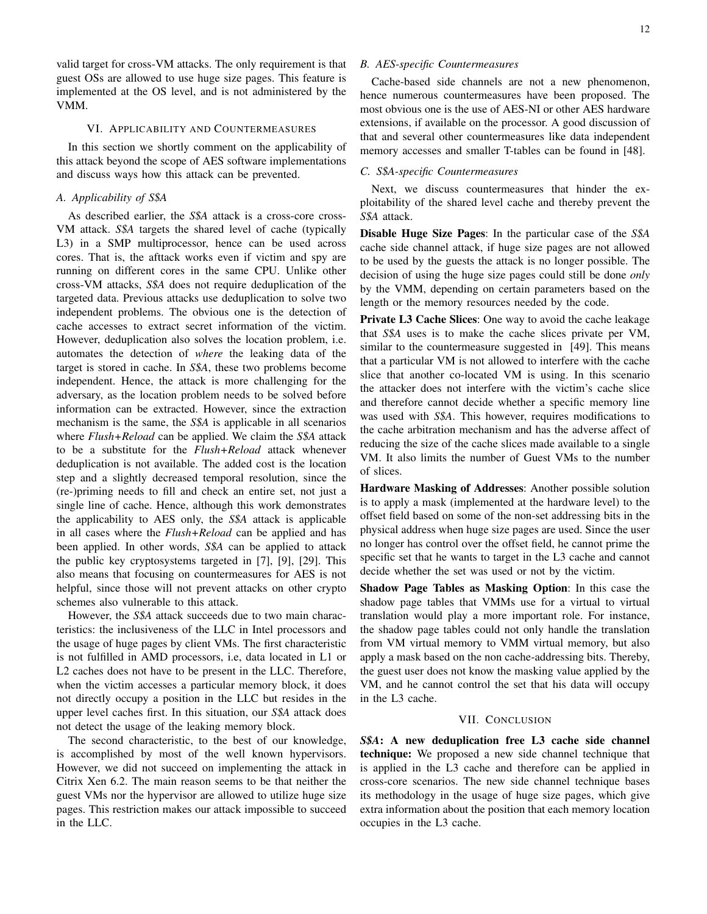valid target for cross-VM attacks. The only requirement is that guest OSs are allowed to use huge size pages. This feature is implemented at the OS level, and is not administered by the VMM.

## VI. Applicability and Countermeasures

In this section we shortly comment on the applicability of this attack beyond the scope of AES software implementations and discuss ways how this attack can be prevented.

### A. Applicability of S$A

As described earlier, the *S$A* attack is a cross-core cross-VM attack. *S$A* targets the shared level of cache (typically L3) in a SMP multiprocessor, hence can be used across cores. That is, the afttack works even if victim and spy are running on different cores in the same CPU. Unlike other cross-VM attacks, *S$A* does not require deduplication of the targeted data. Previous attacks use deduplication to solve two independent problems. The obvious one is the detection of cache accesses to extract secret information of the victim. However, deduplication also solves the location problem, i.e. automates the detection of *where* the leaking data of the target is stored in cache. In *S$A*, these two problems become independent. Hence, the attack is more challenging for the adversary, as the location problem needs to be solved before information can be extracted. However, since the extraction mechanism is the same, the *S$A* is applicable in all scenarios where *Flush+Reload* can be applied. We claim the *S$A* attack to be a substitute for the *Flush+Reload* attack whenever deduplication is not available. The added cost is the location step and a slightly decreased temporal resolution, since the (re-)priming needs to fill and check an entire set, not just a single line of cache. Hence, although this work demonstrates the applicability to AES only, the *S$A* attack is applicable in all cases where the *Flush+Reload* can be applied and has been applied. In other words, *S$A* can be applied to attack the public key cryptosystems targeted in [7], [9], [29]. This also means that focusing on countermeasures for AES is not helpful, since those will not prevent attacks on other crypto schemes also vulnerable to this attack.

However, the *S$A* attack succeeds due to two main characteristics: the inclusiveness of the LLC in Intel processors and the usage of huge pages by client VMs. The first characteristic is not fulfilled in AMD processors, i.e, data located in L1 or L2 caches does not have to be present in the LLC. Therefore, when the victim accesses a particular memory block, it does not directly occupy a position in the LLC but resides in the upper level caches first. In this situation, our *S$A* attack does not detect the usage of the leaking memory block.

The second characteristic, to the best of our knowledge, is accomplished by most of the well known hypervisors. However, we did not succeed on implementing the attack in Citrix Xen 6.2. The main reason seems to be that neither the guest VMs nor the hypervisor are allowed to utilize huge size pages. This restriction makes our attack impossible to succeed in the LLC.

### B. AES-specific Countermeasures

Cache-based side channels are not a new phenomenon, hence numerous countermeasures have been proposed. The most obvious one is the use of AES-NI or other AES hardware extensions, if available on the processor. A good discussion of that and several other countermeasures like data independent memory accesses and smaller T-tables can be found in [48].

### C. S$A-specific Countermeasures

Next, we discuss countermeasures that hinder the exploitability of the shared level cache and thereby prevent the *S$A* attack.

**Disable Huge Size Pages**: In the particular case of the *S$A* cache side channel attack, if huge size pages are not allowed to be used by the guests the attack is no longer possible. The decision of using the huge size pages could still be done *only* by the VMM, depending on certain parameters based on the length or the memory resources needed by the code.

**Private L3 Cache Slices**: One way to avoid the cache leakage that *S$A* uses is to make the cache slices private per VM, similar to the countermeasure suggested in [49]. This means that a particular VM is not allowed to interfere with the cache slice that another co-located VM is using. In this scenario the attacker does not interfere with the victim's cache slice and therefore cannot decide whether a specific memory line was used with *S$A*. This however, requires modifications to the cache arbitration mechanism and has the adverse affect of reducing the size of the cache slices made available to a single VM. It also limits the number of Guest VMs to the number of slices.

**Hardware Masking of Addresses**: Another possible solution is to apply a mask (implemented at the hardware level) to the offset field based on some of the non-set addressing bits in the physical address when huge size pages are used. Since the user no longer has control over the offset field, he cannot prime the specific set that he wants to target in the L3 cache and cannot decide whether the set was used or not by the victim.

**Shadow Page Tables as Masking Option**: In this case the shadow page tables that VMMs use for a virtual to virtual translation would play a more important role. For instance, the shadow page tables could not only handle the translation from VM virtual memory to VMM virtual memory, but also apply a mask based on the non cache-addressing bits. Thereby, the guest user does not know the masking value applied by the VM, and he cannot control the set that his data will occupy in the L3 cache.

## VII. Conclusion

***S$A*: A new deduplication free L3 cache side channel technique:** We proposed a new side channel technique that is applied in the L3 cache and therefore can be applied in cross-core scenarios. The new side channel technique bases its methodology in the usage of huge size pages, which give extra information about the position that each memory location occupies in the L3 cache.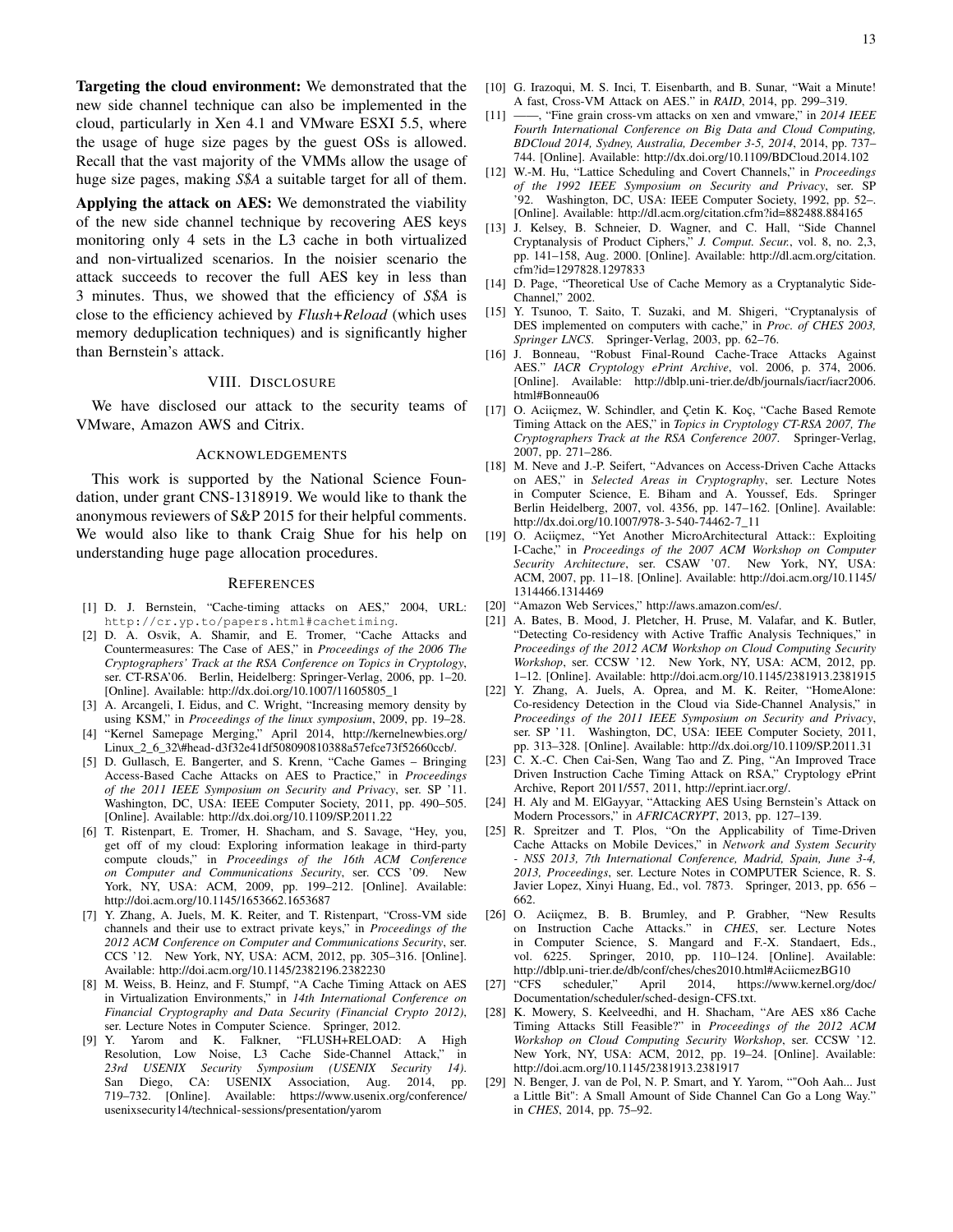**Targeting the cloud environment:** We demonstrated that the new side channel technique can also be implemented in the cloud, particularly in Xen 4.1 and VMware ESXI 5.5, where the usage of huge size pages by the guest OSs is allowed. Recall that the vast majority of the VMMs allow the usage of huge size pages, making *S$A* a suitable target for all of them.

**Applying the attack on AES:** We demonstrated the viability of the new side channel technique by recovering AES keys monitoring only 4 sets in the L3 cache in both virtualized and non-virtualized scenarios. In the noisier scenario the attack succeeds to recover the full AES key in less than 3 minutes. Thus, we showed that the efficiency of *S$A* is close to the efficiency achieved by *Flush+Reload* (which uses memory deduplication techniques) and is significantly higher than Bernstein's attack.

## VIII. Disclosure

We have disclosed our attack to the security teams of VMware, Amazon AWS and Citrix.

## Acknowledgements

This work is supported by the National Science Foundation, under grant CNS-1318919. We would like to thank the anonymous reviewers of S&P 2015 for their helpful comments. We would also like to thank Craig Shue for his help on understanding huge page allocation procedures.

## References

[1] D. J. Bernstein, "Cache-timing attacks on AES," 2004, URL: `http://cr.yp.to/papers.html#cachetiming`.

[2] D. A. Osvik, A. Shamir, and E. Tromer, "Cache Attacks and Countermeasures: The Case of AES," in *Proceedings of the 2006 The Cryptographers' Track at the RSA Conference on Topics in Cryptology*, ser. CT-RSA'06. Berlin, Heidelberg: Springer-Verlag, 2006, pp. 1–20. [Online]. Available: http://dx.doi.org/10.1007/11605805_1

[3] A. Arcangeli, I. Eidus, and C. Wright, "Increasing memory density by using KSM," in *Proceedings of the linux symposium*, 2009, pp. 19–28.

[4] "Kernel Samepage Merging," April 2014, http://kernelnewbies.org/Linux_2_6_32\#head-d3f32e41df508090810388a57efce73f52660ccb/.

[5] D. Gullasch, E. Bangerter, and S. Krenn, "Cache Games – Bringing Access-Based Cache Attacks on AES to Practice," in *Proceedings of the 2011 IEEE Symposium on Security and Privacy*, ser. SP '11. Washington, DC, USA: IEEE Computer Society, 2011, pp. 490–505. [Online]. Available: http://dx.doi.org/10.1109/SP.2011.22

[6] T. Ristenpart, E. Tromer, H. Shacham, and S. Savage, "Hey, you, get off of my cloud: Exploring information leakage in third-party compute clouds," in *Proceedings of the 16th ACM Conference on Computer and Communications Security*, ser. CCS '09. New York, NY, USA: ACM, 2009, pp. 199–212. [Online]. Available: http://doi.acm.org/10.1145/1653662.1653687

[7] Y. Zhang, A. Juels, M. K. Reiter, and T. Ristenpart, "Cross-VM side channels and their use to extract private keys," in *Proceedings of the 2012 ACM Conference on Computer and Communications Security*, ser. CCS '12. New York, NY, USA: ACM, 2012, pp. 305–316. [Online]. Available: http://doi.acm.org/10.1145/2382196.2382230

[8] M. Weiss, B. Heinz, and F. Stumpf, "A Cache Timing Attack on AES in Virtualization Environments," in *14th International Conference on Financial Cryptography and Data Security (Financial Crypto 2012)*, ser. Lecture Notes in Computer Science. Springer, 2012.

[9] Y. Yarom and K. Falkner, "FLUSH+RELOAD: A High Resolution, Low Noise, L3 Cache Side-Channel Attack," in *23rd USENIX Security Symposium (USENIX Security 14)*. San Diego, CA: USENIX Association, Aug. 2014, pp. 719–732. [Online]. Available: https://www.usenix.org/conference/usenixsecurity14/technical-sessions/presentation/yarom

[10] G. Irazoqui, M. S. Inci, T. Eisenbarth, and B. Sunar, "Wait a Minute! A fast, Cross-VM Attack on AES." in *RAID*, 2014, pp. 299–319.

[11] ——, "Fine grain cross-vm attacks on xen and vmware," in *2014 IEEE Fourth International Conference on Big Data and Cloud Computing, BDCloud 2014, Sydney, Australia, December 3-5, 2014*, 2014, pp. 737–744. [Online]. Available: http://dx.doi.org/10.1109/BDCloud.2014.102

[12] W.-M. Hu, "Lattice Scheduling and Covert Channels," in *Proceedings of the 1992 IEEE Symposium on Security and Privacy*, ser. SP '92. Washington, DC, USA: IEEE Computer Society, 1992, pp. 52–. [Online]. Available: http://dl.acm.org/citation.cfm?id=882488.884165

[13] J. Kelsey, B. Schneier, D. Wagner, and C. Hall, "Side Channel Cryptanalysis of Product Ciphers," *J. Comput. Secur.*, vol. 8, no. 2,3, pp. 141–158, Aug. 2000. [Online]. Available: http://dl.acm.org/citation.cfm?id=1297828.1297833

[14] D. Page, "Theoretical Use of Cache Memory as a Cryptanalytic Side-Channel," 2002.

[15] Y. Tsunoo, T. Saito, T. Suzaki, and M. Shigeri, "Cryptanalysis of DES implemented on computers with cache," in *Proc. of CHES 2003, Springer LNCS*. Springer-Verlag, 2003, pp. 62–76.

[16] J. Bonneau, "Robust Final-Round Cache-Trace Attacks Against AES." *IACR Cryptology ePrint Archive*, vol. 2006, p. 374, 2006. [Online]. Available: http://dblp.uni-trier.de/db/journals/iacr/iacr2006.html#Bonneau06

[17] O. Aciiçmez, W. Schindler, and Çetin K. Koç, "Cache Based Remote Timing Attack on the AES," in *Topics in Cryptology CT-RSA 2007, The Cryptographers Track at the RSA Conference 2007*. Springer-Verlag, 2007, pp. 271–286.

[18] M. Neve and J.-P. Seifert, "Advances on Access-Driven Cache Attacks on AES," in *Selected Areas in Cryptography*, ser. Lecture Notes in Computer Science, E. Biham and A. Youssef, Eds. Springer Berlin Heidelberg, 2007, vol. 4356, pp. 147–162. [Online]. Available: http://dx.doi.org/10.1007/978-3-540-74462-7_11

[19] O. Aciiçmez, "Yet Another MicroArchitectural Attack:: Exploiting I-Cache," in *Proceedings of the 2007 ACM Workshop on Computer Security Architecture*, ser. CSAW '07. New York, NY, USA: ACM, 2007, pp. 11–18. [Online]. Available: http://doi.acm.org/10.1145/1314466.1314469

[20] "Amazon Web Services," http://aws.amazon.com/es/.

[21] A. Bates, B. Mood, J. Pletcher, H. Pruse, M. Valafar, and K. Butler, "Detecting Co-residency with Active Traffic Analysis Techniques," in *Proceedings of the 2012 ACM Workshop on Cloud Computing Security Workshop*, ser. CCSW '12. New York, NY, USA: ACM, 2012, pp. 1–12. [Online]. Available: http://doi.acm.org/10.1145/2381913.2381915

[22] Y. Zhang, A. Juels, A. Oprea, and M. K. Reiter, "HomeAlone: Co-residency Detection in the Cloud via Side-Channel Analysis," in *Proceedings of the 2011 IEEE Symposium on Security and Privacy*, ser. SP '11. Washington, DC, USA: IEEE Computer Society, 2011, pp. 313–328. [Online]. Available: http://dx.doi.org/10.1109/SP.2011.31

[23] C. X.-C. Chen Cai-Sen, Wang Tao and Z. Ping, "An Improved Trace Driven Instruction Cache Timing Attack on RSA," Cryptology ePrint Archive, Report 2011/557, 2011, http://eprint.iacr.org/.

[24] H. Aly and M. ElGayyar, "Attacking AES Using Bernstein's Attack on Modern Processors," in *AFRICACRYPT*, 2013, pp. 127–139.

[25] R. Spreitzer and T. Plos, "On the Applicability of Time-Driven Cache Attacks on Mobile Devices," in *Network and System Security - NSS 2013, 7th International Conference, Madrid, Spain, June 3-4, 2013, Proceedings*, ser. Lecture Notes in COMPUTER Science, R. S. Javier Lopez, Xinyi Huang, Ed., vol. 7873. Springer, 2013, pp. 656 – 662.

[26] O. Aciiçmez, B. B. Brumley, and P. Grabher, "New Results on Instruction Cache Attacks." in *CHES*, ser. Lecture Notes in Computer Science, S. Mangard and F.-X. Standaert, Eds., vol. 6225. Springer, 2010, pp. 110–124. [Online]. Available: http://dblp.uni-trier.de/db/conf/ches/ches2010.html#AciicmezBG10

[27] "CFS scheduler," April 2014, https://www.kernel.org/doc/Documentation/scheduler/sched-design-CFS.txt.

[28] K. Mowery, S. Keelveedhi, and H. Shacham, "Are AES x86 Cache Timing Attacks Still Feasible?" in *Proceedings of the 2012 ACM Workshop on Cloud Computing Security Workshop*, ser. CCSW '12. New York, NY, USA: ACM, 2012, pp. 19–24. [Online]. Available: http://doi.acm.org/10.1145/2381913.2381917

[29] N. Benger, J. van de Pol, N. P. Smart, and Y. Yarom, ""Ooh Aah... Just a Little Bit": A Small Amount of Side Channel Can Go a Long Way." in *CHES*, 2014, pp. 75–92.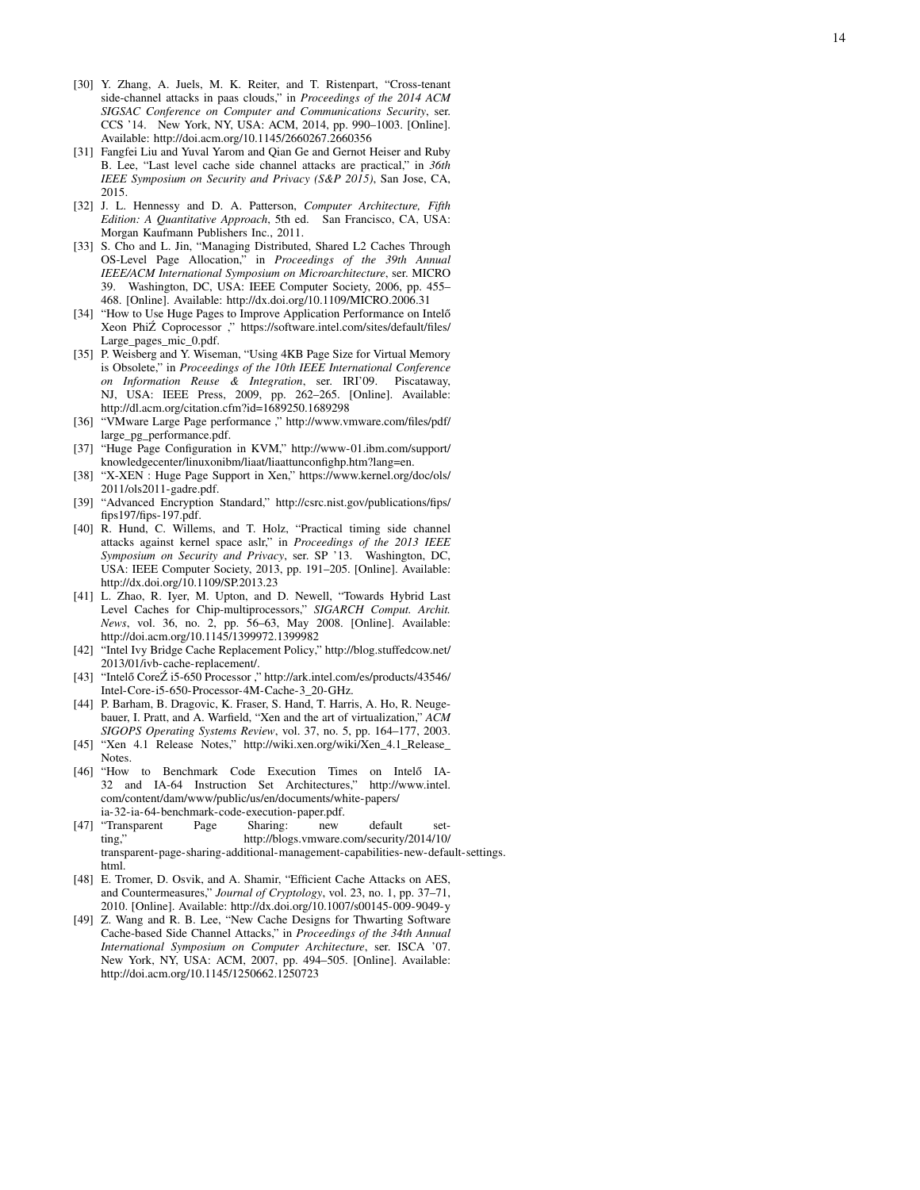[30] Y. Zhang, A. Juels, M. K. Reiter, and T. Ristenpart, "Cross-tenant side-channel attacks in paas clouds," in *Proceedings of the 2014 ACM SIGSAC Conference on Computer and Communications Security*, ser. CCS '14. New York, NY, USA: ACM, 2014, pp. 990–1003. [Online]. Available: http://doi.acm.org/10.1145/2660267.2660356

[31] Fangfei Liu and Yuval Yarom and Qian Ge and Gernot Heiser and Ruby B. Lee, "Last level cache side channel attacks are practical," in *36th IEEE Symposium on Security and Privacy (S&P 2015)*, San Jose, CA, 2015.

[32] J. L. Hennessy and D. A. Patterson, *Computer Architecture, Fifth Edition: A Quantitative Approach*, 5th ed. San Francisco, CA, USA: Morgan Kaufmann Publishers Inc., 2011.

[33] S. Cho and L. Jin, "Managing Distributed, Shared L2 Caches Through OS-Level Page Allocation," in *Proceedings of the 39th Annual IEEE/ACM International Symposium on Microarchitecture*, ser. MICRO 39. Washington, DC, USA: IEEE Computer Society, 2006, pp. 455–468. [Online]. Available: http://dx.doi.org/10.1109/MICRO.2006.31

[34] "How to Use Huge Pages to Improve Application Performance on Intelő Xeon PhiŹ Coprocessor ," https://software.intel.com/sites/default/files/Large_pages_mic_0.pdf.

[35] P. Weisberg and Y. Wiseman, "Using 4KB Page Size for Virtual Memory is Obsolete," in *Proceedings of the 10th IEEE International Conference on Information Reuse & Integration*, ser. IRI'09. Piscataway, NJ, USA: IEEE Press, 2009, pp. 262–265. [Online]. Available: http://dl.acm.org/citation.cfm?id=1689250.1689298

[36] "VMware Large Page performance ," http://www.vmware.com/files/pdf/large_pg_performance.pdf.

[37] "Huge Page Configuration in KVM," http://www-01.ibm.com/support/knowledgecenter/linuxonibm/liaat/liaattunconfighp.htm?lang=en.

[38] "X-XEN : Huge Page Support in Xen," https://www.kernel.org/doc/ols/2011/ols2011-gadre.pdf.

[39] "Advanced Encryption Standard," http://csrc.nist.gov/publications/fips/fips197/fips-197.pdf.

[40] R. Hund, C. Willems, and T. Holz, "Practical timing side channel attacks against kernel space aslr," in *Proceedings of the 2013 IEEE Symposium on Security and Privacy*, ser. SP '13. Washington, DC, USA: IEEE Computer Society, 2013, pp. 191–205. [Online]. Available: http://dx.doi.org/10.1109/SP.2013.23

[41] L. Zhao, R. Iyer, M. Upton, and D. Newell, "Towards Hybrid Last Level Caches for Chip-multiprocessors," *SIGARCH Comput. Archit. News*, vol. 36, no. 2, pp. 56–63, May 2008. [Online]. Available: http://doi.acm.org/10.1145/1399972.1399982

[42] "Intel Ivy Bridge Cache Replacement Policy," http://blog.stuffedcow.net/2013/01/ivb-cache-replacement/.

[43] "Intelő CoreŹ i5-650 Processor ," http://ark.intel.com/es/products/43546/Intel-Core-i5-650-Processor-4M-Cache-3_20-GHz.

[44] P. Barham, B. Dragovic, K. Fraser, S. Hand, T. Harris, A. Ho, R. Neugebauer, I. Pratt, and A. Warfield, "Xen and the art of virtualization," *ACM SIGOPS Operating Systems Review*, vol. 37, no. 5, pp. 164–177, 2003.

[45] "Xen 4.1 Release Notes," http://wiki.xen.org/wiki/Xen_4.1_Release_Notes.

[46] "How to Benchmark Code Execution Times on Intelő IA-32 and IA-64 Instruction Set Architectures," http://www.intel.com/content/dam/www/public/us/en/documents/white-papers/ia-32-ia-64-benchmark-code-execution-paper.pdf.

[47] "Transparent Page Sharing: new default setting," http://blogs.vmware.com/security/2014/10/transparent-page-sharing-additional-management-capabilities-new-default-settings.html.

[48] E. Tromer, D. Osvik, and A. Shamir, "Efficient Cache Attacks on AES, and Countermeasures," *Journal of Cryptology*, vol. 23, no. 1, pp. 37–71, 2010. [Online]. Available: http://dx.doi.org/10.1007/s00145-009-9049-y

[49] Z. Wang and R. B. Lee, "New Cache Designs for Thwarting Software Cache-based Side Channel Attacks," in *Proceedings of the 34th Annual International Symposium on Computer Architecture*, ser. ISCA '07. New York, NY, USA: ACM, 2007, pp. 494–505. [Online]. Available: http://doi.acm.org/10.1145/1250662.1250723